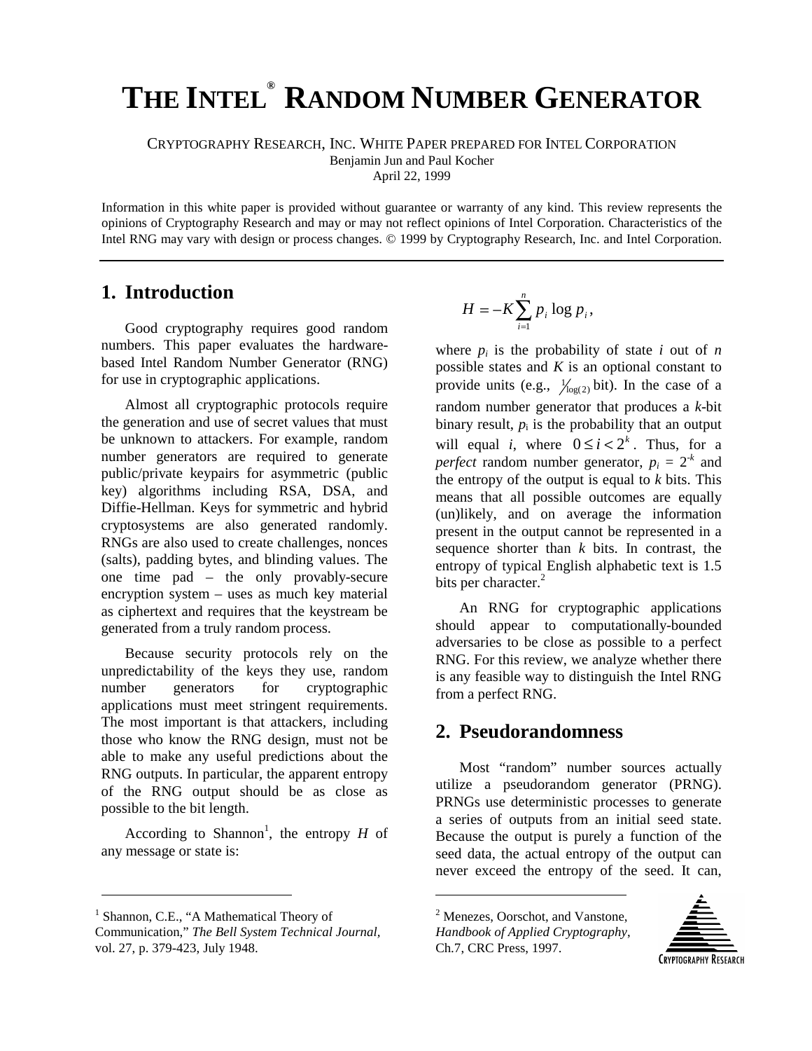# THE INTEL® RANDOM NUMBER GENERATOR

CRYPTOGRAPHY RESEARCH, INC. WHITE PAPER PREPARED FOR INTEL CORPORATION
Benjamin Jun and Paul Kocher
April 22, 1999

Information in this white paper is provided without guarantee or warranty of any kind. This review represents the opinions of Cryptography Research and may or may not reflect opinions of Intel Corporation. Characteristics of the Intel RNG may vary with design or process changes. © 1999 by Cryptography Research, Inc. and Intel Corporation.

## 1. Introduction

Good cryptography requires good random numbers. This paper evaluates the hardware-based Intel Random Number Generator (RNG) for use in cryptographic applications.

Almost all cryptographic protocols require the generation and use of secret values that must be unknown to attackers. For example, random number generators are required to generate public/private keypairs for asymmetric (public key) algorithms including RSA, DSA, and Diffie-Hellman. Keys for symmetric and hybrid cryptosystems are also generated randomly. RNGs are also used to create challenges, nonces (salts), padding bytes, and blinding values. The one time pad – the only provably-secure encryption system – uses as much key material as ciphertext and requires that the keystream be generated from a truly random process.

Because security protocols rely on the unpredictability of the keys they use, random number generators for cryptographic applications must meet stringent requirements. The most important is that attackers, including those who know the RNG design, must not be able to make any useful predictions about the RNG outputs. In particular, the apparent entropy of the RNG output should be as close as possible to the bit length.

According to Shannon[1], the entropy $H$ of any message or state is:

$$H = -K \sum_{i=1}^{n} p_i \log p_i ,$$

where $p_i$ is the probability of state $i$ out of $n$ possible states and $K$ is an optional constant to provide units (e.g., $\frac{1}{\log(2)}$ bit). In the case of a random number generator that produces a $k$-bit binary result, $p_i$ is the probability that an output will equal $i$, where $0 \le i < 2^k$. Thus, for a *perfect* random number generator, $p_i = 2^{-k}$ and the entropy of the output is equal to $k$ bits. This means that all possible outcomes are equally (un)likely, and on average the information present in the output cannot be represented in a sequence shorter than $k$ bits. In contrast, the entropy of typical English alphabetic text is 1.5 bits per character.[2]

An RNG for cryptographic applications should appear to computationally-bounded adversaries to be close as possible to a perfect RNG. For this review, we analyze whether there is any feasible way to distinguish the Intel RNG from a perfect RNG.

## 2. Pseudorandomness

Most "random" number sources actually utilize a pseudorandom generator (PRNG). PRNGs use deterministic processes to generate a series of outputs from an initial seed state. Because the output is purely a function of the seed data, the actual entropy of the output can never exceed the entropy of the seed. It can,

---

[1] Shannon, C.E., "A Mathematical Theory of Communication," *The Bell System Technical Journal*, vol. 27, p. 379-423, July 1948.

[2] Menezes, Oorschot, and Vanstone, *Handbook of Applied Cryptography*, Ch.7, CRC Press, 1997.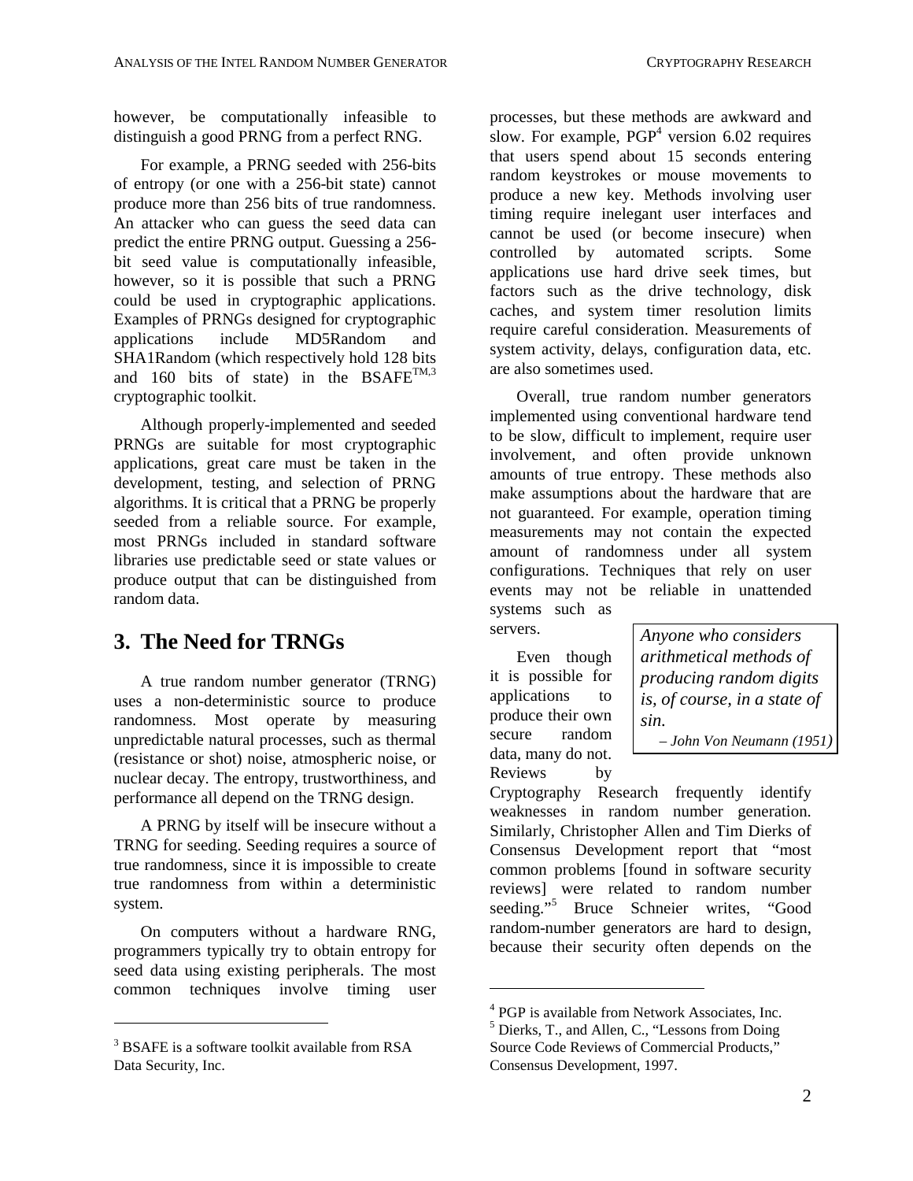however, be computationally infeasible to distinguish a good PRNG from a perfect RNG.

For example, a PRNG seeded with 256-bits of entropy (or one with a 256-bit state) cannot produce more than 256 bits of true randomness. An attacker who can guess the seed data can predict the entire PRNG output. Guessing a 256-bit seed value is computationally infeasible, however, so it is possible that such a PRNG could be used in cryptographic applications. Examples of PRNGs designed for cryptographic applications include MD5Random and SHA1Random (which respectively hold 128 bits and 160 bits of state) in the BSAFE™[3] cryptographic toolkit.

Although properly-implemented and seeded PRNGs are suitable for most cryptographic applications, great care must be taken in the development, testing, and selection of PRNG algorithms. It is critical that a PRNG be properly seeded from a reliable source. For example, most PRNGs included in standard software libraries use predictable seed or state values or produce output that can be distinguished from random data.

## 3. The Need for TRNGs

A true random number generator (TRNG) uses a non-deterministic source to produce randomness. Most operate by measuring unpredictable natural processes, such as thermal (resistance or shot) noise, atmospheric noise, or nuclear decay. The entropy, trustworthiness, and performance all depend on the TRNG design.

A PRNG by itself will be insecure without a TRNG for seeding. Seeding requires a source of true randomness, since it is impossible to create true randomness from within a deterministic system.

On computers without a hardware RNG, programmers typically try to obtain entropy for seed data using existing peripherals. The most common techniques involve timing user processes, but these methods are awkward and slow. For example, PGP[4] version 6.02 requires that users spend about 15 seconds entering random keystrokes or mouse movements to produce a new key. Methods involving user timing require inelegant user interfaces and cannot be used (or become insecure) when controlled by automated scripts. Some applications use hard drive seek times, but factors such as the drive technology, disk caches, and system timer resolution limits require careful consideration. Measurements of system activity, delays, configuration data, etc. are also sometimes used.

Overall, true random number generators implemented using conventional hardware tend to be slow, difficult to implement, require user involvement, and often provide unknown amounts of true entropy. These methods also make assumptions about the hardware that are not guaranteed. For example, operation timing measurements may not contain the expected amount of randomness under all system configurations. Techniques that rely on user events may not be reliable in unattended systems such as servers.

> *Anyone who considers arithmetical methods of producing random digits is, of course, in a state of sin.*
>
> *– John Von Neumann (1951)*

Even though it is possible for applications to produce their own secure random data, many do not. Reviews by Cryptography Research frequently identify weaknesses in random number generation. Similarly, Christopher Allen and Tim Dierks of Consensus Development report that "most common problems [found in software security reviews] were related to random number seeding."[5] Bruce Schneier writes, "Good random-number generators are hard to design, because their security often depends on the

---

[3] BSAFE is a software toolkit available from RSA Data Security, Inc.

[4] PGP is available from Network Associates, Inc.

[5] Dierks, T., and Allen, C., "Lessons from Doing Source Code Reviews of Commercial Products," Consensus Development, 1997.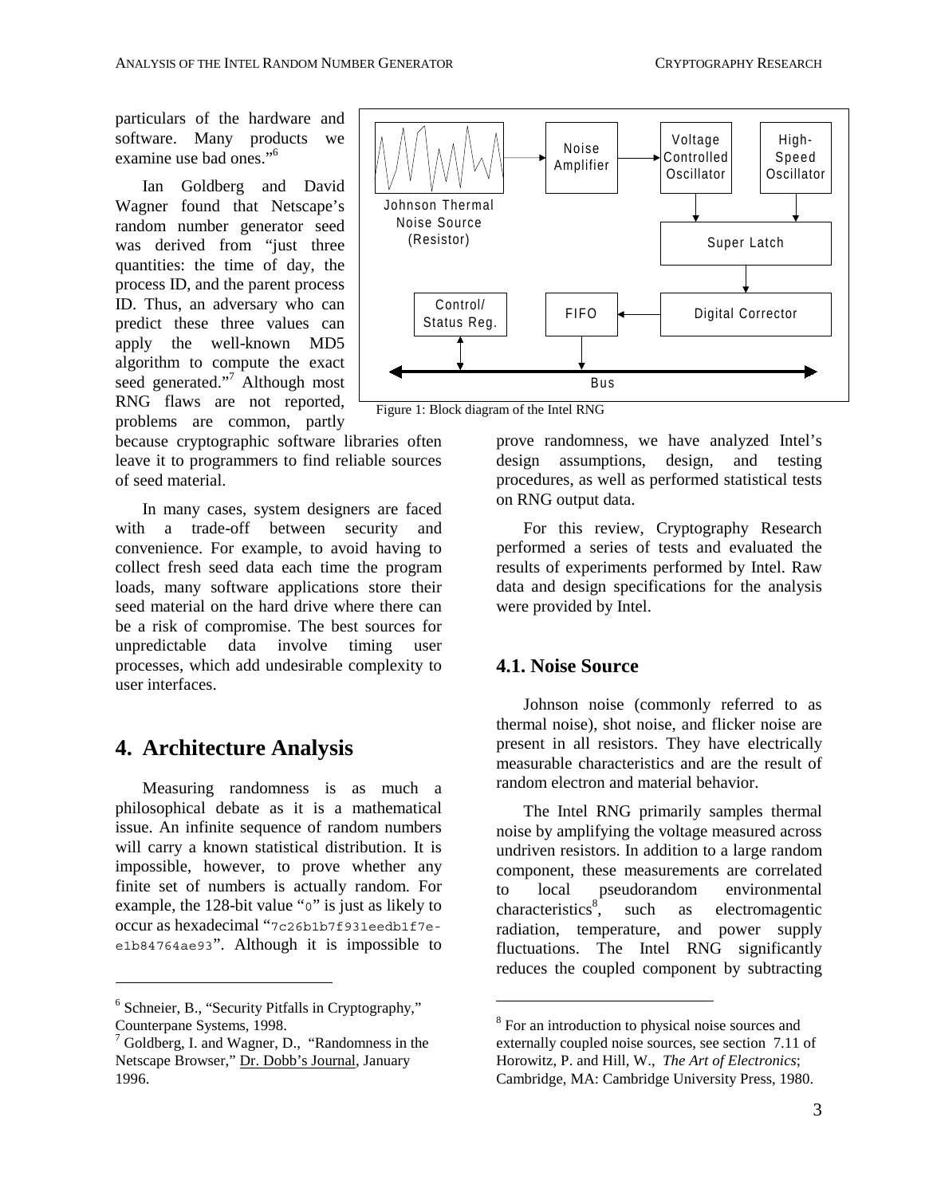particulars of the hardware and software. Many products we examine use bad ones."[6]

Ian Goldberg and David Wagner found that Netscape's random number generator seed was derived from "just three quantities: the time of day, the process ID, and the parent process ID. Thus, an adversary who can predict these three values can apply the well-known MD5 algorithm to compute the exact seed generated."[7] Although most RNG flaws are not reported, problems are common, partly because cryptographic software libraries often leave it to programmers to find reliable sources of seed material.

In many cases, system designers are faced with a trade-off between security and convenience. For example, to avoid having to collect fresh seed data each time the program loads, many software applications store their seed material on the hard drive where there can be a risk of compromise. The best sources for unpredictable data involve timing user processes, which add undesirable complexity to user interfaces.

Figure 1: Block diagram of the Intel RNG

# 4. Architecture Analysis

Measuring randomness is as much a philosophical debate as it is a mathematical issue. An infinite sequence of random numbers will carry a known statistical distribution. It is impossible, however, to prove whether any finite set of numbers is actually random. For example, the 128-bit value "`0`" is just as likely to occur as hexadecimal "`7c26b1b7f931eedb1f7e-e1b84764ae93`". Although it is impossible to prove randomness, we have analyzed Intel's design assumptions, design, and testing procedures, as well as performed statistical tests on RNG output data.

For this review, Cryptography Research performed a series of tests and evaluated the results of experiments performed by Intel. Raw data and design specifications for the analysis were provided by Intel.

## 4.1. Noise Source

Johnson noise (commonly referred to as thermal noise), shot noise, and flicker noise are present in all resistors. They have electrically measurable characteristics and are the result of random electron and material behavior.

The Intel RNG primarily samples thermal noise by amplifying the voltage measured across undriven resistors. In addition to a large random component, these measurements are correlated to local pseudorandom environmental characteristics[8], such as electromagentic radiation, temperature, and power supply fluctuations. The Intel RNG significantly reduces the coupled component by subtracting

---

[6] Schneier, B., "Security Pitfalls in Cryptography," Counterpane Systems, 1998.

[7] Goldberg, I. and Wagner, D., "Randomness in the Netscape Browser," Dr. Dobb's Journal, January 1996.

[8] For an introduction to physical noise sources and externally coupled noise sources, see section 7.11 of Horowitz, P. and Hill, W., *The Art of Electronics*; Cambridge, MA: Cambridge University Press, 1980.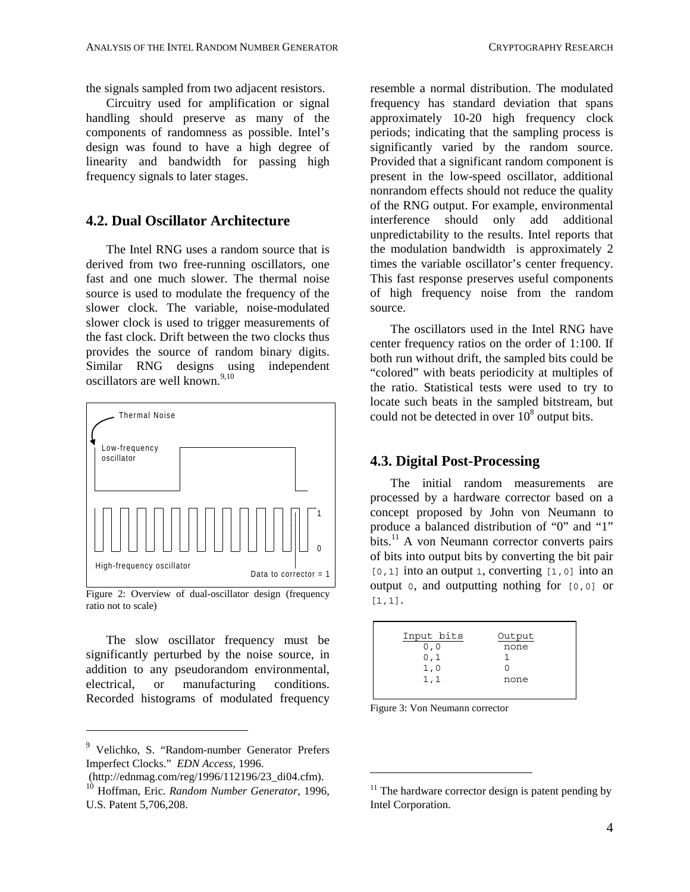the signals sampled from two adjacent resistors.

Circuitry used for amplification or signal handling should preserve as many of the components of randomness as possible. Intel's design was found to have a high degree of linearity and bandwidth for passing high frequency signals to later stages.

## 4.2. Dual Oscillator Architecture

The Intel RNG uses a random source that is derived from two free-running oscillators, one fast and one much slower. The thermal noise source is used to modulate the frequency of the slower clock. The variable, noise-modulated slower clock is used to trigger measurements of the fast clock. Drift between the two clocks thus provides the source of random binary digits. Similar RNG designs using independent oscillators are well known.[9,10]

Figure 2: Overview of dual-oscillator design (frequency ratio not to scale)

The slow oscillator frequency must be significantly perturbed by the noise source, in addition to any pseudorandom environmental, electrical, or manufacturing conditions. Recorded histograms of modulated frequency resemble a normal distribution. The modulated frequency has standard deviation that spans approximately 10-20 high frequency clock periods; indicating that the sampling process is significantly varied by the random source. Provided that a significant random component is present in the low-speed oscillator, additional nonrandom effects should not reduce the quality of the RNG output. For example, environmental interference should only add additional unpredictability to the results. Intel reports that the modulation bandwidth is approximately 2 times the variable oscillator's center frequency. This fast response preserves useful components of high frequency noise from the random source.

The oscillators used in the Intel RNG have center frequency ratios on the order of 1:100. If both run without drift, the sampled bits could be "colored" with beats periodicity at multiples of the ratio. Statistical tests were used to try to locate such beats in the sampled bitstream, but could not be detected in over $10^8$ output bits.

## 4.3. Digital Post-Processing

The initial random measurements are processed by a hardware corrector based on a concept proposed by John von Neumann to produce a balanced distribution of "0" and "1" bits.[11] A von Neumann corrector converts pairs of bits into output bits by converting the bit pair `[0,1]` into an output `1`, converting `[1,0]` into an output `0`, and outputting nothing for `[0,0]` or `[1,1]`.

| Input bits | Output |
|---|---|
| 0,0 | none |
| 0,1 | 1 |
| 1,0 | 0 |
| 1,1 | none |

Figure 3: Von Neumann corrector

---

[9] Velichko, S. "Random-number Generator Prefers Imperfect Clocks." *EDN Access*, 1996. (http://ednmag.com/reg/1996/112196/23_di04.cfm).

[10] Hoffman, Eric. *Random Number Generator*, 1996, U.S. Patent 5,706,208.

[11] The hardware corrector design is patent pending by Intel Corporation.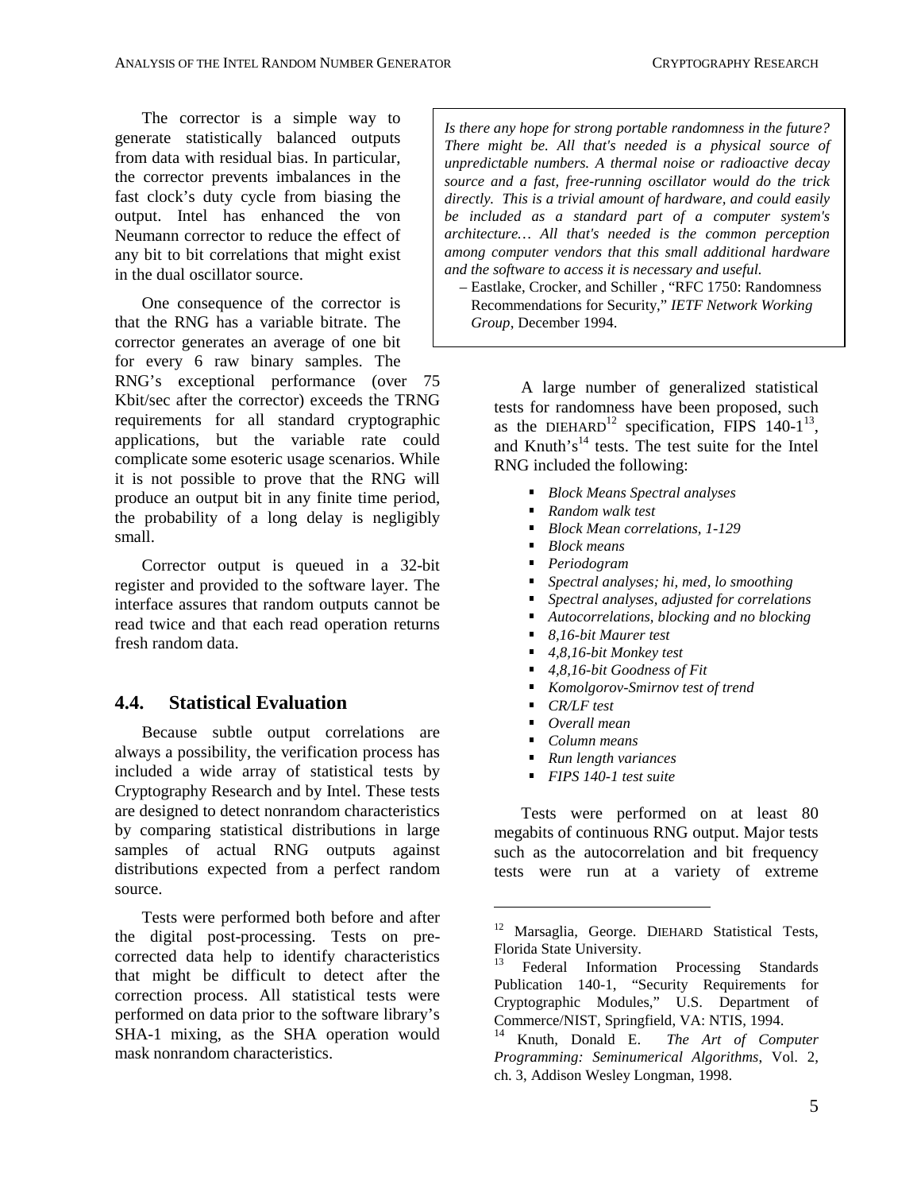The corrector is a simple way to generate statistically balanced outputs from data with residual bias. In particular, the corrector prevents imbalances in the fast clock's duty cycle from biasing the output. Intel has enhanced the von Neumann corrector to reduce the effect of any bit to bit correlations that might exist in the dual oscillator source.

One consequence of the corrector is that the RNG has a variable bitrate. The corrector generates an average of one bit for every 6 raw binary samples. The RNG's exceptional performance (over 75 Kbit/sec after the corrector) exceeds the TRNG requirements for all standard cryptographic applications, but the variable rate could complicate some esoteric usage scenarios. While it is not possible to prove that the RNG will produce an output bit in any finite time period, the probability of a long delay is negligibly small.

Corrector output is queued in a 32-bit register and provided to the software layer. The interface assures that random outputs cannot be read twice and that each read operation returns fresh random data.

> *Is there any hope for strong portable randomness in the future? There might be. All that's needed is a physical source of unpredictable numbers. A thermal noise or radioactive decay source and a fast, free-running oscillator would do the trick directly. This is a trivial amount of hardware, and could easily be included as a standard part of a computer system's architecture… All that's needed is the common perception among computer vendors that this small additional hardware and the software to access it is necessary and useful.*
>
> – Eastlake, Crocker, and Schiller , "RFC 1750: Randomness Recommendations for Security," *IETF Network Working Group*, December 1994.

## 4.4. Statistical Evaluation

Because subtle output correlations are always a possibility, the verification process has included a wide array of statistical tests by Cryptography Research and by Intel. These tests are designed to detect nonrandom characteristics by comparing statistical distributions in large samples of actual RNG outputs against distributions expected from a perfect random source.

Tests were performed both before and after the digital post-processing. Tests on pre-corrected data help to identify characteristics that might be difficult to detect after the correction process. All statistical tests were performed on data prior to the software library's SHA-1 mixing, as the SHA operation would mask nonrandom characteristics.

A large number of generalized statistical tests for randomness have been proposed, such as the DIEHARD[12] specification, FIPS 140-1[13], and Knuth's[14] tests. The test suite for the Intel RNG included the following:

- *Block Means Spectral analyses*
- *Random walk test*
- *Block Mean correlations, 1-129*
- *Block means*
- *Periodogram*
- *Spectral analyses; hi, med, lo smoothing*
- *Spectral analyses, adjusted for correlations*
- *Autocorrelations, blocking and no blocking*
- *8,16-bit Maurer test*
- *4,8,16-bit Monkey test*
- *4,8,16-bit Goodness of Fit*
- *Komolgorov-Smirnov test of trend*
- *CR/LF test*
- *Overall mean*
- *Column means*
- *Run length variances*
- *FIPS 140-1 test suite*

Tests were performed on at least 80 megabits of continuous RNG output. Major tests such as the autocorrelation and bit frequency tests were run at a variety of extreme

---

[12] Marsaglia, George. DIEHARD Statistical Tests, Florida State University.

[13] Federal Information Processing Standards Publication 140-1, "Security Requirements for Cryptographic Modules," U.S. Department of Commerce/NIST, Springfield, VA: NTIS, 1994.

[14] Knuth, Donald E. *The Art of Computer Programming: Seminumerical Algorithms,* Vol. 2, ch. 3, Addison Wesley Longman, 1998.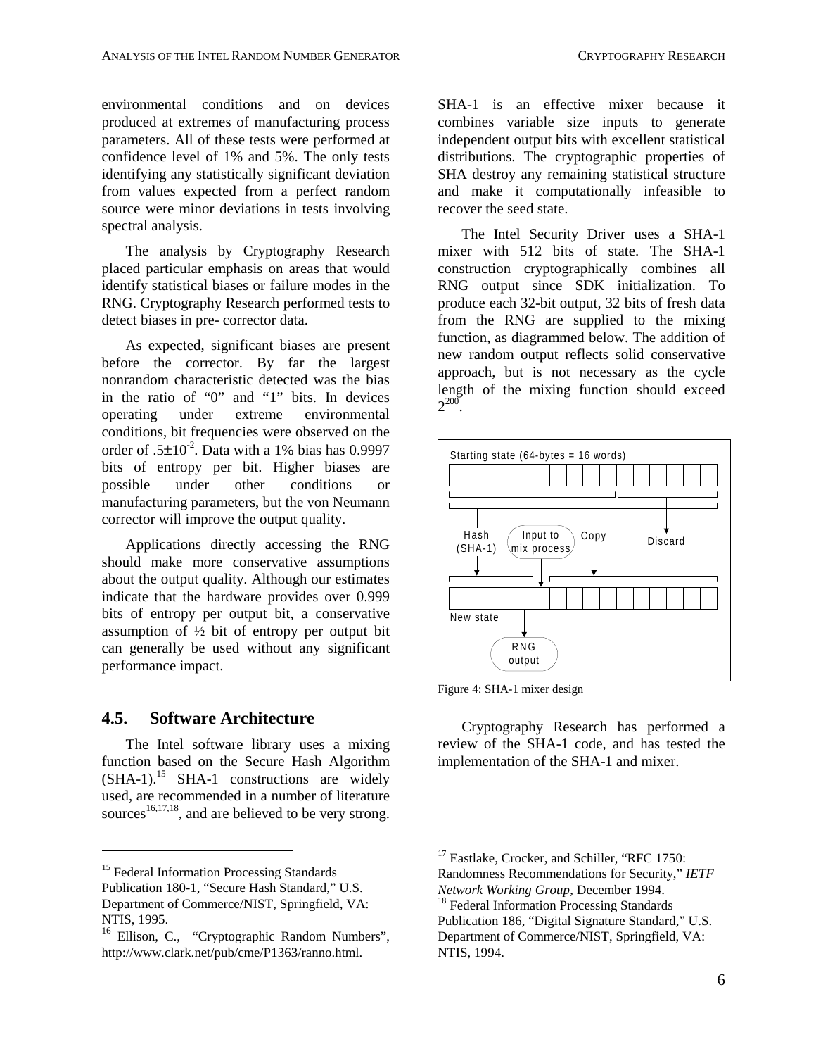environmental conditions and on devices produced at extremes of manufacturing process parameters. All of these tests were performed at confidence level of 1% and 5%. The only tests identifying any statistically significant deviation from values expected from a perfect random source were minor deviations in tests involving spectral analysis.

The analysis by Cryptography Research placed particular emphasis on areas that would identify statistical biases or failure modes in the RNG. Cryptography Research performed tests to detect biases in pre- corrector data.

As expected, significant biases are present before the corrector. By far the largest nonrandom characteristic detected was the bias in the ratio of "0" and "1" bits. In devices operating under extreme environmental conditions, bit frequencies were observed on the order of $.5 \pm 10^{-2}$. Data with a 1% bias has 0.9997 bits of entropy per bit. Higher biases are possible under other conditions or manufacturing parameters, but the von Neumann corrector will improve the output quality.

Applications directly accessing the RNG should make more conservative assumptions about the output quality. Although our estimates indicate that the hardware provides over 0.999 bits of entropy per output bit, a conservative assumption of ½ bit of entropy per output bit can generally be used without any significant performance impact.

## 4.5. Software Architecture

The Intel software library uses a mixing function based on the Secure Hash Algorithm (SHA-1).[15] SHA-1 constructions are widely used, are recommended in a number of literature sources[16,17,18], and are believed to be very strong. SHA-1 is an effective mixer because it combines variable size inputs to generate independent output bits with excellent statistical distributions. The cryptographic properties of SHA destroy any remaining statistical structure and make it computationally infeasible to recover the seed state.

The Intel Security Driver uses a SHA-1 mixer with 512 bits of state. The SHA-1 construction cryptographically combines all RNG output since SDK initialization. To produce each 32-bit output, 32 bits of fresh data from the RNG are supplied to the mixing function, as diagrammed below. The addition of new random output reflects solid conservative approach, but is not necessary as the cycle length of the mixing function should exceed $2^{200}$.

Starting state (64-bytes = 16 words)

Hash (SHA-1) | Input to mix process | Copy | Discard

New state

RNG output

Figure 4: SHA-1 mixer design

Cryptography Research has performed a review of the SHA-1 code, and has tested the implementation of the SHA-1 and mixer.

---

[15] Federal Information Processing Standards Publication 180-1, "Secure Hash Standard," U.S. Department of Commerce/NIST, Springfield, VA: NTIS, 1995.

[16] Ellison, C., "Cryptographic Random Numbers", http://www.clark.net/pub/cme/P1363/ranno.html.

[17] Eastlake, Crocker, and Schiller, "RFC 1750: Randomness Recommendations for Security," *IETF Network Working Group*, December 1994.

[18] Federal Information Processing Standards Publication 186, "Digital Signature Standard," U.S. Department of Commerce/NIST, Springfield, VA: NTIS, 1994.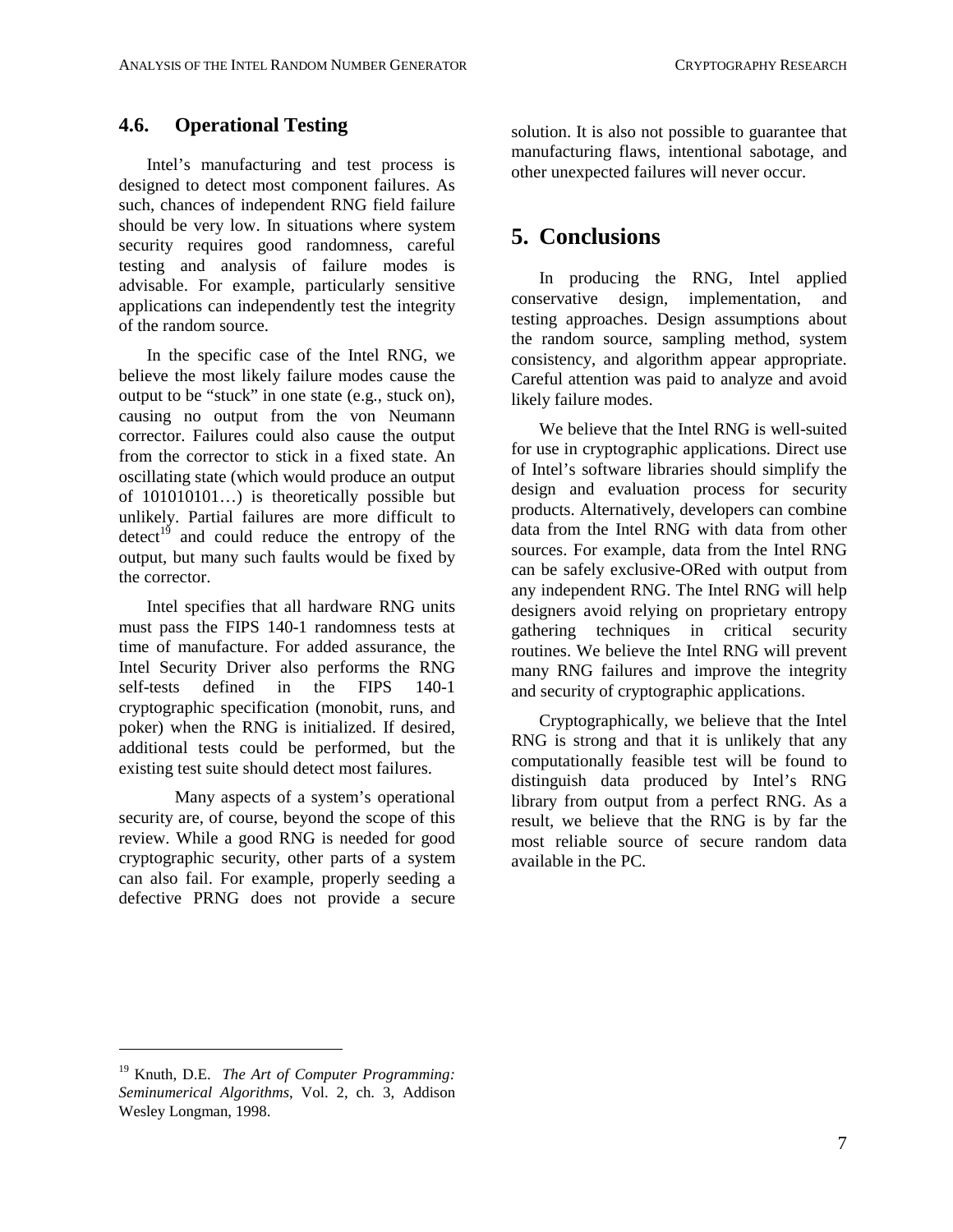## 4.6. Operational Testing

Intel's manufacturing and test process is designed to detect most component failures. As such, chances of independent RNG field failure should be very low. In situations where system security requires good randomness, careful testing and analysis of failure modes is advisable. For example, particularly sensitive applications can independently test the integrity of the random source.

In the specific case of the Intel RNG, we believe the most likely failure modes cause the output to be "stuck" in one state (e.g., stuck on), causing no output from the von Neumann corrector. Failures could also cause the output from the corrector to stick in a fixed state. An oscillating state (which would produce an output of 101010101…) is theoretically possible but unlikely. Partial failures are more difficult to detect[19] and could reduce the entropy of the output, but many such faults would be fixed by the corrector.

Intel specifies that all hardware RNG units must pass the FIPS 140-1 randomness tests at time of manufacture. For added assurance, the Intel Security Driver also performs the RNG self-tests defined in the FIPS 140-1 cryptographic specification (monobit, runs, and poker) when the RNG is initialized. If desired, additional tests could be performed, but the existing test suite should detect most failures.

Many aspects of a system's operational security are, of course, beyond the scope of this review. While a good RNG is needed for good cryptographic security, other parts of a system can also fail. For example, properly seeding a defective PRNG does not provide a secure solution. It is also not possible to guarantee that manufacturing flaws, intentional sabotage, and other unexpected failures will never occur.

# 5. Conclusions

In producing the RNG, Intel applied conservative design, implementation, and testing approaches. Design assumptions about the random source, sampling method, system consistency, and algorithm appear appropriate. Careful attention was paid to analyze and avoid likely failure modes.

We believe that the Intel RNG is well-suited for use in cryptographic applications. Direct use of Intel's software libraries should simplify the design and evaluation process for security products. Alternatively, developers can combine data from the Intel RNG with data from other sources. For example, data from the Intel RNG can be safely exclusive-ORed with output from any independent RNG. The Intel RNG will help designers avoid relying on proprietary entropy gathering techniques in critical security routines. We believe the Intel RNG will prevent many RNG failures and improve the integrity and security of cryptographic applications.

Cryptographically, we believe that the Intel RNG is strong and that it is unlikely that any computationally feasible test will be found to distinguish data produced by Intel's RNG library from output from a perfect RNG. As a result, we believe that the RNG is by far the most reliable source of secure random data available in the PC.

---

[19] Knuth, D.E. *The Art of Computer Programming: Seminumerical Algorithms*, Vol. 2, ch. 3, Addison Wesley Longman, 1998.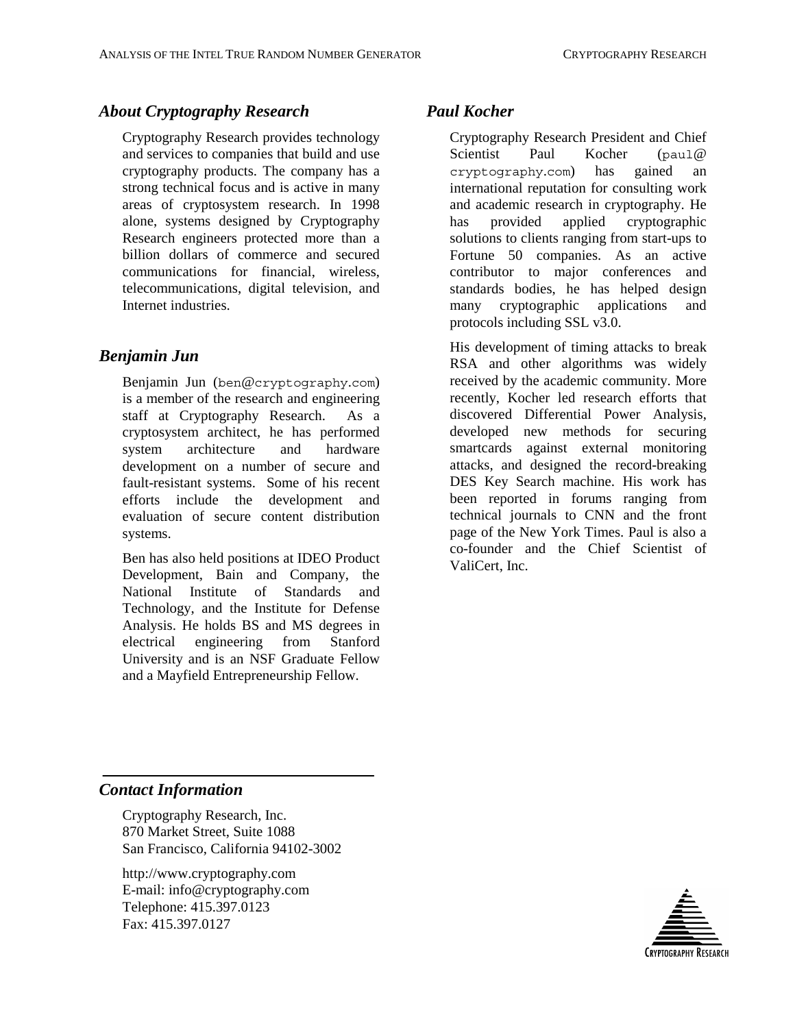## About Cryptography Research

Cryptography Research provides technology and services to companies that build and use cryptography products. The company has a strong technical focus and is active in many areas of cryptosystem research. In 1998 alone, systems designed by Cryptography Research engineers protected more than a billion dollars of commerce and secured communications for financial, wireless, telecommunications, digital television, and Internet industries.

## Benjamin Jun

Benjamin Jun (ben@cryptography.com) is a member of the research and engineering staff at Cryptography Research. As a cryptosystem architect, he has performed system architecture and hardware development on a number of secure and fault-resistant systems. Some of his recent efforts include the development and evaluation of secure content distribution systems.

Ben has also held positions at IDEO Product Development, Bain and Company, the National Institute of Standards and Technology, and the Institute for Defense Analysis. He holds BS and MS degrees in electrical engineering from Stanford University and is an NSF Graduate Fellow and a Mayfield Entrepreneurship Fellow.

## Paul Kocher

Cryptography Research President and Chief Scientist Paul Kocher (paul@cryptography.com) has gained an international reputation for consulting work and academic research in cryptography. He has provided applied cryptographic solutions to clients ranging from start-ups to Fortune 50 companies. As an active contributor to major conferences and standards bodies, he has helped design many cryptographic applications and protocols including SSL v3.0.

His development of timing attacks to break RSA and other algorithms was widely received by the academic community. More recently, Kocher led research efforts that discovered Differential Power Analysis, developed new methods for securing smartcards against external monitoring attacks, and designed the record-breaking DES Key Search machine. His work has been reported in forums ranging from technical journals to CNN and the front page of the New York Times. Paul is also a co-founder and the Chief Scientist of ValiCert, Inc.

## Contact Information

Cryptography Research, Inc.
870 Market Street, Suite 1088
San Francisco, California 94102-3002

http://www.cryptography.com
E-mail: info@cryptography.com
Telephone: 415.397.0123
Fax: 415.397.0127

CRYPTOGRAPHY RESEARCH